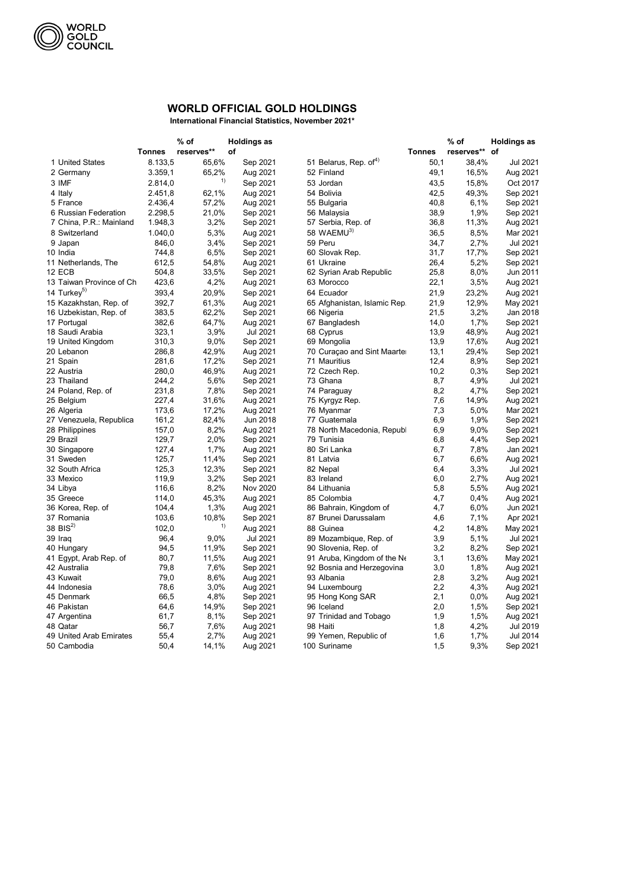**WORLD GOLD COUNCIL**

# WORLD OFFICIAL GOLD HOLDINGS

**International Financial Statistics, November 2021***

| | Tonnes | % of reserves** | Holdings as of |
|---|---|---|---|
| 1 United States | 8.133,5 | 65,6% | Sep 2021 |
| 2 Germany | 3.359,1 | 65,2% | Aug 2021 |
| 3 IMF | 2.814,0 | 1) | Sep 2021 |
| 4 Italy | 2.451,8 | 62,1% | Aug 2021 |
| 5 France | 2.436,4 | 57,2% | Aug 2021 |
| 6 Russian Federation | 2.298,5 | 21,0% | Sep 2021 |
| 7 China, P.R.: Mainland | 1.948,3 | 3,2% | Sep 2021 |
| 8 Switzerland | 1.040,0 | 5,3% | Aug 2021 |
| 9 Japan | 846,0 | 3,4% | Sep 2021 |
| 10 India | 744,8 | 6,5% | Sep 2021 |
| 11 Netherlands, The | 612,5 | 54,8% | Aug 2021 |
| 12 ECB | 504,8 | 33,5% | Sep 2021 |
| 13 Taiwan Province of Ch | 423,6 | 4,2% | Aug 2021 |
| 14 Turkey[5] | 393,4 | 20,9% | Sep 2021 |
| 15 Kazakhstan, Rep. of | 392,7 | 61,3% | Aug 2021 |
| 16 Uzbekistan, Rep. of | 383,5 | 62,2% | Sep 2021 |
| 17 Portugal | 382,6 | 64,7% | Aug 2021 |
| 18 Saudi Arabia | 323,1 | 3,9% | Jul 2021 |
| 19 United Kingdom | 310,3 | 9,0% | Sep 2021 |
| 20 Lebanon | 286,8 | 42,9% | Aug 2021 |
| 21 Spain | 281,6 | 17,2% | Sep 2021 |
| 22 Austria | 280,0 | 46,9% | Aug 2021 |
| 23 Thailand | 244,2 | 5,6% | Sep 2021 |
| 24 Poland, Rep. of | 231,8 | 7,8% | Sep 2021 |
| 25 Belgium | 227,4 | 31,6% | Aug 2021 |
| 26 Algeria | 173,6 | 17,2% | Aug 2021 |
| 27 Venezuela, Republica | 161,2 | 82,4% | Jun 2018 |
| 28 Philippines | 157,0 | 8,2% | Aug 2021 |
| 29 Brazil | 129,7 | 2,0% | Sep 2021 |
| 30 Singapore | 127,4 | 1,7% | Aug 2021 |
| 31 Sweden | 125,7 | 11,4% | Sep 2021 |
| 32 South Africa | 125,3 | 12,3% | Sep 2021 |
| 33 Mexico | 119,9 | 3,2% | Sep 2021 |
| 34 Libya | 116,6 | 8,2% | Nov 2020 |
| 35 Greece | 114,0 | 45,3% | Aug 2021 |
| 36 Korea, Rep. of | 104,4 | 1,3% | Aug 2021 |
| 37 Romania | 103,6 | 10,8% | Sep 2021 |
| 38 BIS[2] | 102,0 | 1) | Aug 2021 |
| 39 Iraq | 96,4 | 9,0% | Jul 2021 |
| 40 Hungary | 94,5 | 11,9% | Sep 2021 |
| 41 Egypt, Arab Rep. of | 80,7 | 11,5% | Aug 2021 |
| 42 Australia | 79,8 | 7,6% | Sep 2021 |
| 43 Kuwait | 79,0 | 8,6% | Aug 2021 |
| 44 Indonesia | 78,6 | 3,0% | Aug 2021 |
| 45 Denmark | 66,5 | 4,8% | Sep 2021 |
| 46 Pakistan | 64,6 | 14,9% | Sep 2021 |
| 47 Argentina | 61,7 | 8,1% | Sep 2021 |
| 48 Qatar | 56,7 | 7,6% | Aug 2021 |
| 49 United Arab Emirates | 55,4 | 2,7% | Aug 2021 |
| 50 Cambodia | 50,4 | 14,1% | Aug 2021 |
| 51 Belarus, Rep. of[4] | 50,1 | 38,4% | Jul 2021 |
| 52 Finland | 49,1 | 16,5% | Aug 2021 |
| 53 Jordan | 43,5 | 15,8% | Oct 2017 |
| 54 Bolivia | 42,5 | 49,3% | Sep 2021 |
| 55 Bulgaria | 40,8 | 6,1% | Sep 2021 |
| 56 Malaysia | 38,9 | 1,9% | Sep 2021 |
| 57 Serbia, Rep. of | 36,8 | 11,3% | Aug 2021 |
| 58 WAEMU[3] | 36,5 | 8,5% | Mar 2021 |
| 59 Peru | 34,7 | 2,7% | Jul 2021 |
| 60 Slovak Rep. | 31,7 | 17,7% | Sep 2021 |
| 61 Ukraine | 26,4 | 5,2% | Sep 2021 |
| 62 Syrian Arab Republic | 25,8 | 8,0% | Jun 2011 |
| 63 Morocco | 22,1 | 3,5% | Aug 2021 |
| 64 Ecuador | 21,9 | 23,2% | Aug 2021 |
| 65 Afghanistan, Islamic Rep. | 21,9 | 12,9% | May 2021 |
| 66 Nigeria | 21,5 | 3,2% | Jan 2018 |
| 67 Bangladesh | 14,0 | 1,7% | Sep 2021 |
| 68 Cyprus | 13,9 | 48,9% | Aug 2021 |
| 69 Mongolia | 13,9 | 17,6% | Aug 2021 |
| 70 Curaçao and Sint Maarte | 13,1 | 29,4% | Sep 2021 |
| 71 Mauritius | 12,4 | 8,9% | Sep 2021 |
| 72 Czech Rep. | 10,2 | 0,3% | Sep 2021 |
| 73 Ghana | 8,7 | 4,9% | Jul 2021 |
| 74 Paraguay | 8,2 | 4,7% | Sep 2021 |
| 75 Kyrgyz Rep. | 7,6 | 14,9% | Aug 2021 |
| 76 Myanmar | 7,3 | 5,0% | Mar 2021 |
| 77 Guatemala | 6,9 | 1,9% | Sep 2021 |
| 78 North Macedonia, Republ | 6,9 | 9,0% | Sep 2021 |
| 79 Tunisia | 6,8 | 4,4% | Sep 2021 |
| 80 Sri Lanka | 6,7 | 7,8% | Jan 2021 |
| 81 Latvia | 6,7 | 6,6% | Aug 2021 |
| 82 Nepal | 6,4 | 3,3% | Jul 2021 |
| 83 Ireland | 6,0 | 2,7% | Aug 2021 |
| 84 Lithuania | 5,8 | 5,5% | Aug 2021 |
| 85 Colombia | 4,7 | 0,4% | Aug 2021 |
| 86 Bahrain, Kingdom of | 4,7 | 6,0% | Jun 2021 |
| 87 Brunei Darussalam | 4,6 | 7,1% | Apr 2021 |
| 88 Guinea | 4,2 | 14,8% | May 2021 |
| 89 Mozambique, Rep. of | 3,9 | 5,1% | Jul 2021 |
| 90 Slovenia, Rep. of | 3,2 | 8,2% | Sep 2021 |
| 91 Aruba, Kingdom of the Ne | 3,1 | 13,6% | May 2021 |
| 92 Bosnia and Herzegovina | 3,0 | 1,8% | Aug 2021 |
| 93 Albania | 2,8 | 3,2% | Aug 2021 |
| 94 Luxembourg | 2,2 | 4,3% | Aug 2021 |
| 95 Hong Kong SAR | 2,1 | 0,0% | Aug 2021 |
| 96 Iceland | 2,0 | 1,5% | Sep 2021 |
| 97 Trinidad and Tobago | 1,9 | 1,5% | Aug 2021 |
| 98 Haiti | 1,8 | 4,2% | Jul 2019 |
| 99 Yemen, Republic of | 1,6 | 1,7% | Jul 2014 |
| 100 Suriname | 1,5 | 9,3% | Sep 2021 |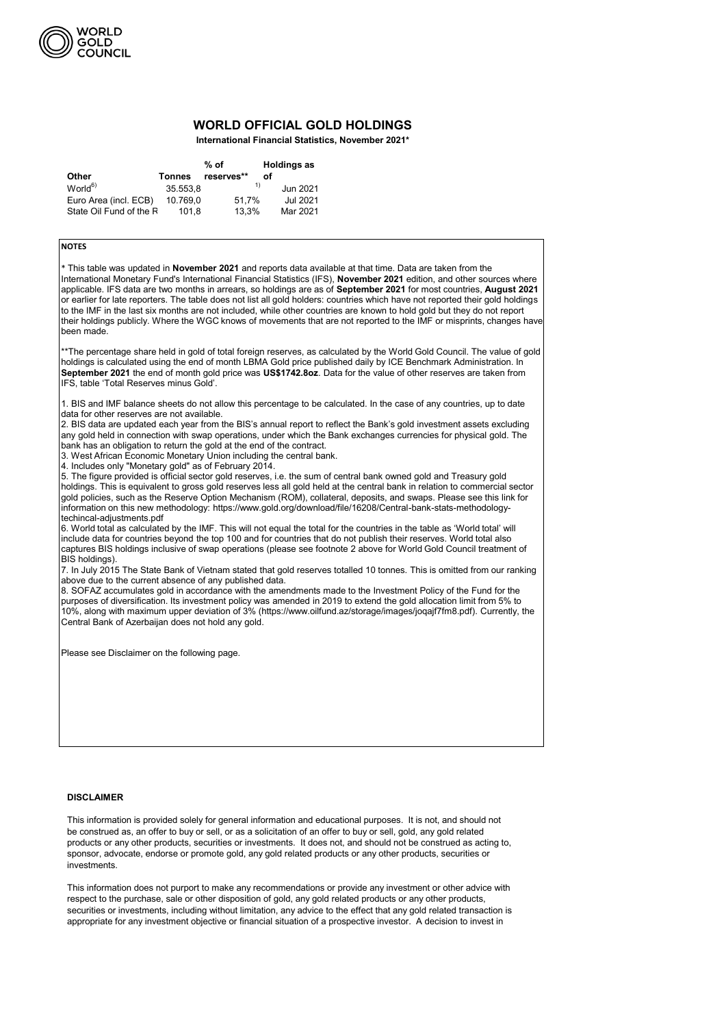# WORLD OFFICIAL GOLD HOLDINGS

**International Financial Statistics, November 2021***

| Other | Tonnes | % of reserves** | Holdings as of |
|---|---|---|---|
| World[6] | 35.553,8 | [1] | Jun 2021 |
| Euro Area (incl. ECB) | 10.769,0 | 51,7% | Jul 2021 |
| State Oil Fund of the R | 101,8 | 13,3% | Mar 2021 |

**NOTES**

* This table was updated in **November 2021** and reports data available at that time. Data are taken from the International Monetary Fund's International Financial Statistics (IFS), **November 2021** edition, and other sources where applicable. IFS data are two months in arrears, so holdings are as of **September 2021** for most countries, **August 2021** or earlier for late reporters. The table does not list all gold holders: countries which have not reported their gold holdings to the IMF in the last six months are not included, while other countries are known to hold gold but they do not report their holdings publicly. Where the WGC knows of movements that are not reported to the IMF or misprints, changes have been made.

**The percentage share held in gold of total foreign reserves, as calculated by the World Gold Council. The value of gold holdings is calculated using the end of month LBMA Gold price published daily by ICE Benchmark Administration. In **September 2021** the end of month gold price was **US$1742.8oz**. Data for the value of other reserves are taken from IFS, table 'Total Reserves minus Gold'.

1. BIS and IMF balance sheets do not allow this percentage to be calculated. In the case of any countries, up to date data for other reserves are not available.
2. BIS data are updated each year from the BIS's annual report to reflect the Bank's gold investment assets excluding any gold held in connection with swap operations, under which the Bank exchanges currencies for physical gold. The bank has an obligation to return the gold at the end of the contract.
3. West African Economic Monetary Union including the central bank.
4. Includes only "Monetary gold" as of February 2014.
5. The figure provided is official sector gold reserves, i.e. the sum of central bank owned gold and Treasury gold holdings. This is equivalent to gross gold reserves less all gold held at the central bank in relation to commercial sector gold policies, such as the Reserve Option Mechanism (ROM), collateral, deposits, and swaps. Please see this link for information on this new methodology: https://www.gold.org/download/file/16208/Central-bank-stats-methodology-techincal-adjustments.pdf
6. World total as calculated by the IMF. This will not equal the total for the countries in the table as 'World total' will include data for countries beyond the top 100 and for countries that do not publish their reserves. World total also captures BIS holdings inclusive of swap operations (please see footnote 2 above for World Gold Council treatment of BIS holdings).
7. In July 2015 The State Bank of Vietnam stated that gold reserves totalled 10 tonnes. This is omitted from our ranking above due to the current absence of any published data.
8. SOFAZ accumulates gold in accordance with the amendments made to the Investment Policy of the Fund for the purposes of diversification. Its investment policy was amended in 2019 to extend the gold allocation limit from 5% to 10%, along with maximum upper deviation of 3% (https://www.oilfund.az/storage/images/joqajf7fm8.pdf). Currently, the Central Bank of Azerbaijan does not hold any gold.

Please see Disclaimer on the following page.

**DISCLAIMER**

This information is provided solely for general information and educational purposes. It is not, and should not be construed as, an offer to buy or sell, or as a solicitation of an offer to buy or sell, gold, any gold related products or any other products, securities or investments. It does not, and should not be construed as acting to, sponsor, advocate, endorse or promote gold, any gold related products or any other products, securities or investments.

This information does not purport to make any recommendations or provide any investment or other advice with respect to the purchase, sale or other disposition of gold, any gold related products or any other products, securities or investments, including without limitation, any advice to the effect that any gold related transaction is appropriate for any investment objective or financial situation of a prospective investor. A decision to invest in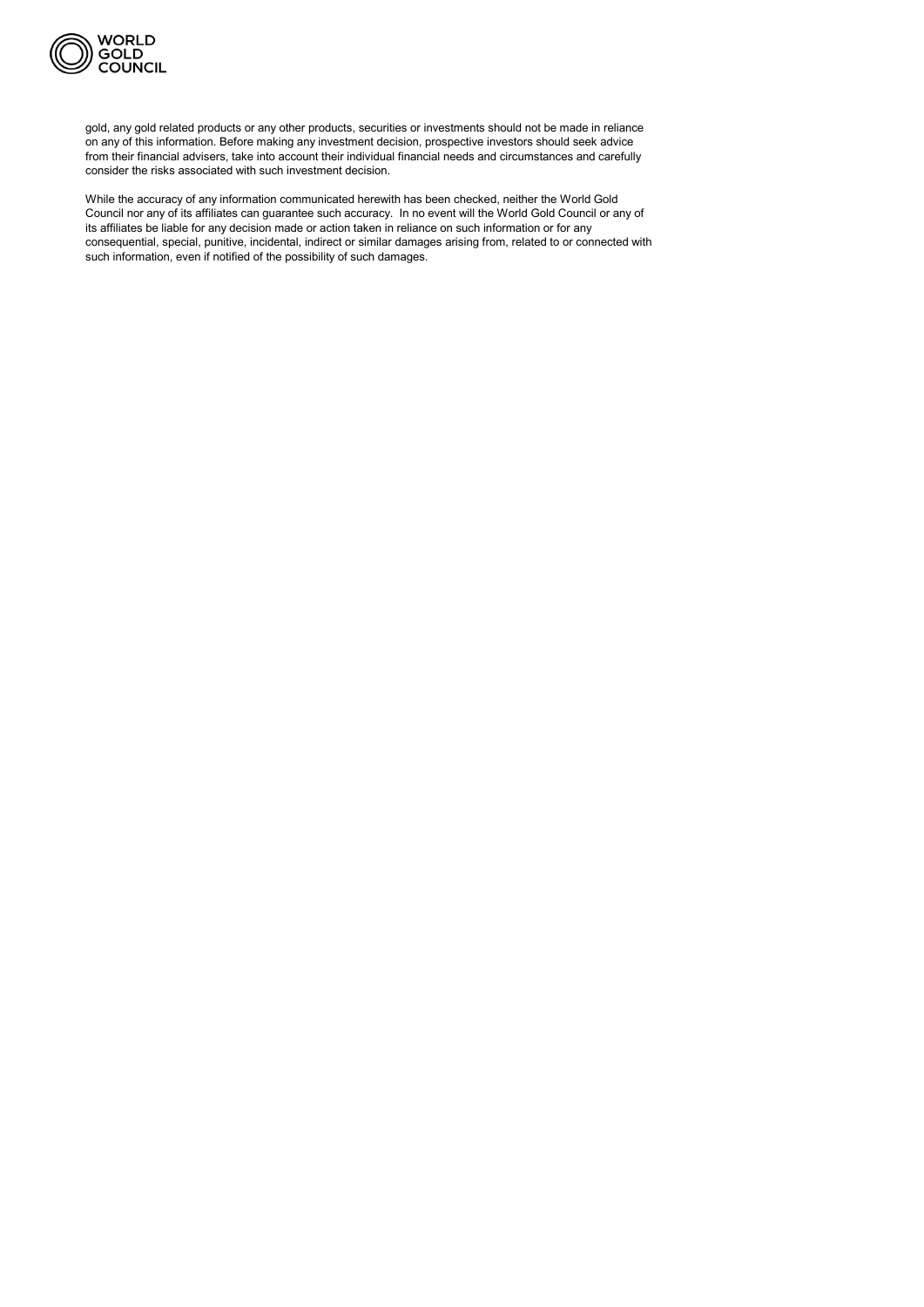gold, any gold related products or any other products, securities or investments should not be made in reliance on any of this information. Before making any investment decision, prospective investors should seek advice from their financial advisers, take into account their individual financial needs and circumstances and carefully consider the risks associated with such investment decision.

While the accuracy of any information communicated herewith has been checked, neither the World Gold Council nor any of its affiliates can guarantee such accuracy. In no event will the World Gold Council or any of its affiliates be liable for any decision made or action taken in reliance on such information or for any consequential, special, punitive, incidental, indirect or similar damages arising from, related to or connected with such information, even if notified of the possibility of such damages.